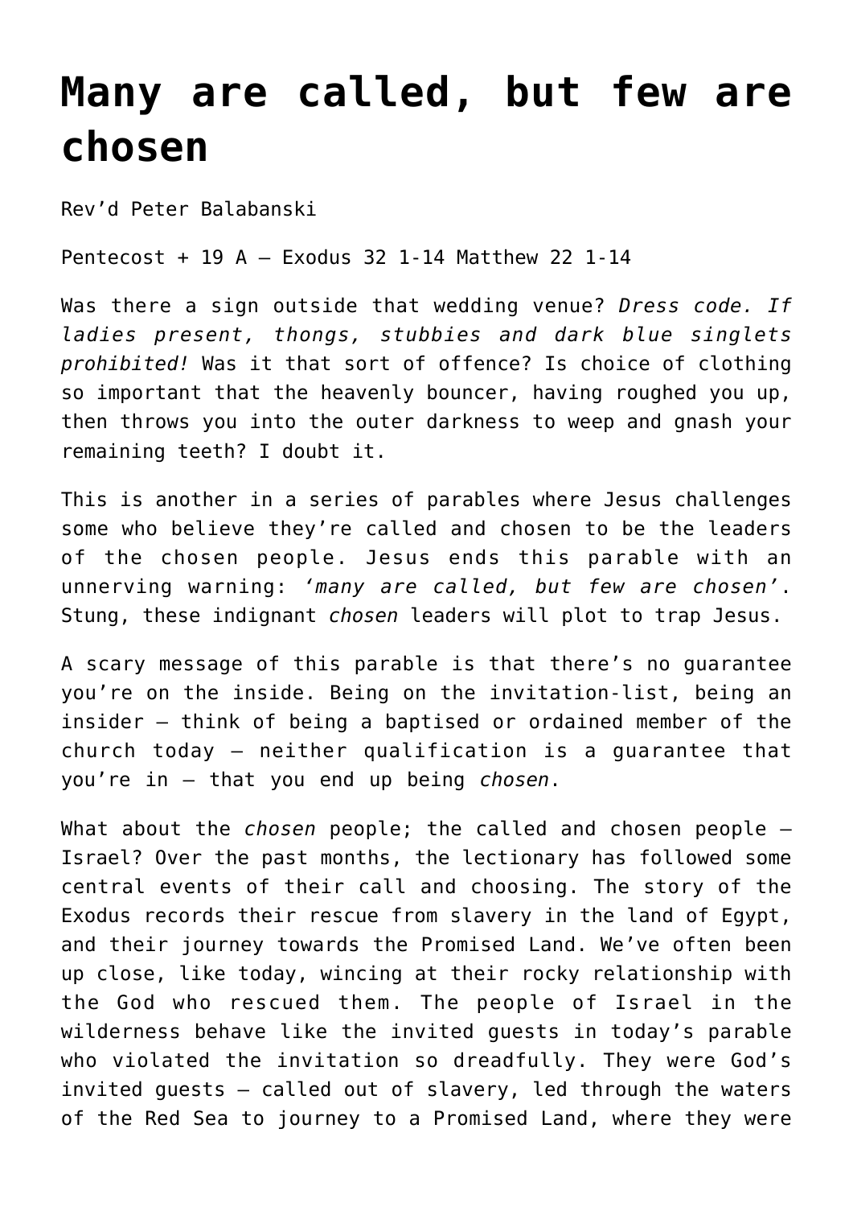# Many are called, but few are chosen

Rev'd Peter Balabanski

Pentecost + 19 A – Exodus 32 1-14 Matthew 22 1-14

Was there a sign outside that wedding venue? *Dress code. If ladies present, thongs, stubbies and dark blue singlets prohibited!* Was it that sort of offence? Is choice of clothing so important that the heavenly bouncer, having roughed you up, then throws you into the outer darkness to weep and gnash your remaining teeth? I doubt it.

This is another in a series of parables where Jesus challenges some who believe they're called and chosen to be the leaders of the chosen people. Jesus ends this parable with an unnerving warning: '*many are called, but few are chosen*'. Stung, these indignant *chosen* leaders will plot to trap Jesus.

A scary message of this parable is that there's no guarantee you're on the inside. Being on the invitation-list, being an insider – think of being a baptised or ordained member of the church today – neither qualification is a guarantee that you're in – that you end up being *chosen*.

What about the *chosen* people; the called and chosen people – Israel? Over the past months, the lectionary has followed some central events of their call and choosing. The story of the Exodus records their rescue from slavery in the land of Egypt, and their journey towards the Promised Land. We've often been up close, like today, wincing at their rocky relationship with the God who rescued them. The people of Israel in the wilderness behave like the invited guests in today's parable who violated the invitation so dreadfully. They were God's invited guests – called out of slavery, led through the waters of the Red Sea to journey to a Promised Land, where they were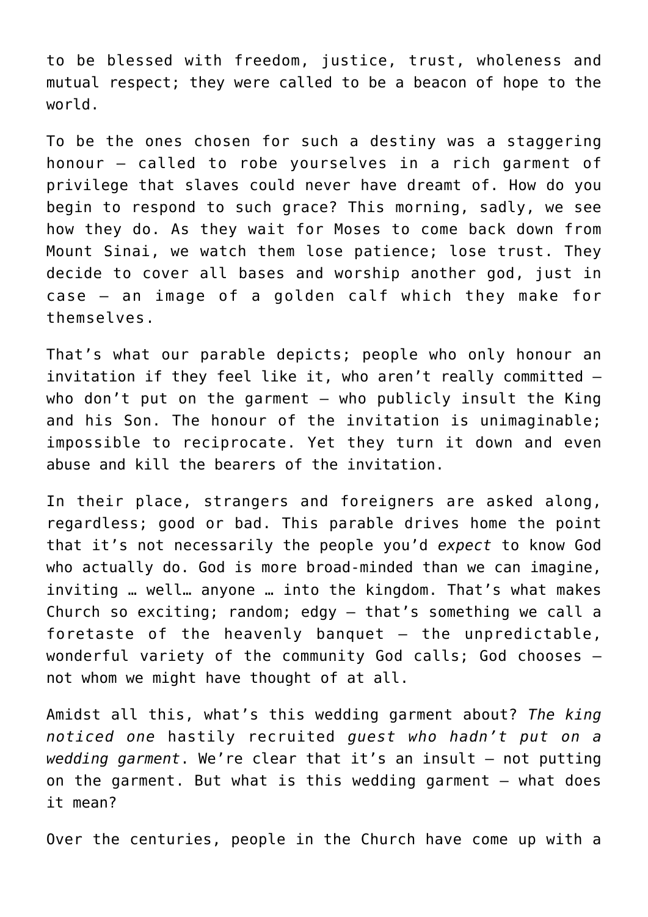to be blessed with freedom, justice, trust, wholeness and mutual respect; they were called to be a beacon of hope to the world.

To be the ones chosen for such a destiny was a staggering honour – called to robe yourselves in a rich garment of privilege that slaves could never have dreamt of. How do you begin to respond to such grace? This morning, sadly, we see how they do. As they wait for Moses to come back down from Mount Sinai, we watch them lose patience; lose trust. They decide to cover all bases and worship another god, just in case – an image of a golden calf which they make for themselves.

That's what our parable depicts; people who only honour an invitation if they feel like it, who aren't really committed – who don't put on the garment – who publicly insult the King and his Son. The honour of the invitation is unimaginable; impossible to reciprocate. Yet they turn it down and even abuse and kill the bearers of the invitation.

In their place, strangers and foreigners are asked along, regardless; good or bad. This parable drives home the point that it's not necessarily the people you'd *expect* to know God who actually do. God is more broad-minded than we can imagine, inviting … well… anyone … into the kingdom. That's what makes Church so exciting; random; edgy – that's something we call a foretaste of the heavenly banquet – the unpredictable, wonderful variety of the community God calls; God chooses – not whom we might have thought of at all.

Amidst all this, what's this wedding garment about? *The king noticed one* hastily recruited *guest who hadn't put on a wedding garment*. We're clear that it's an insult – not putting on the garment. But what is this wedding garment – what does it mean?

Over the centuries, people in the Church have come up with a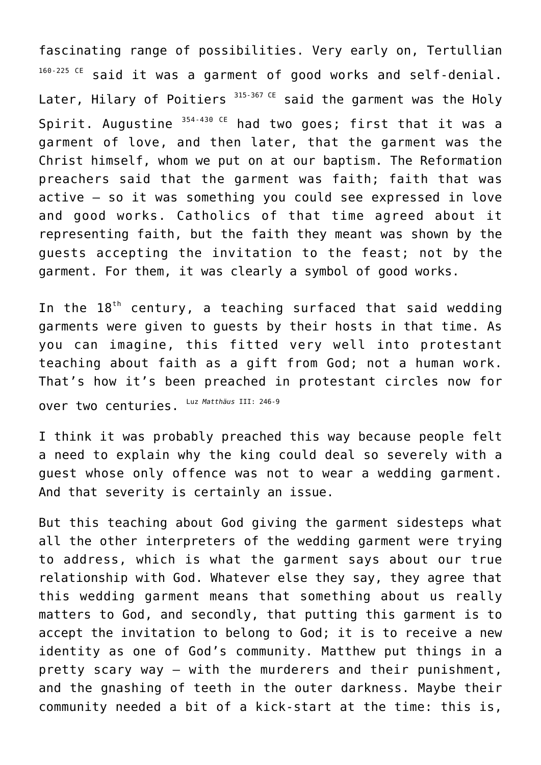fascinating range of possibilities. Very early on, Tertullian [160-225 CE] said it was a garment of good works and self-denial. Later, Hilary of Poitiers [315-367 CE] said the garment was the Holy Spirit. Augustine [354-430 CE] had two goes; first that it was a garment of love, and then later, that the garment was the Christ himself, whom we put on at our baptism. The Reformation preachers said that the garment was faith; faith that was active – so it was something you could see expressed in love and good works. Catholics of that time agreed about it representing faith, but the faith they meant was shown by the guests accepting the invitation to the feast; not by the garment. For them, it was clearly a symbol of good works.

In the 18th century, a teaching surfaced that said wedding garments were given to guests by their hosts in that time. As you can imagine, this fitted very well into protestant teaching about faith as a gift from God; not a human work. That's how it's been preached in protestant circles now for over two centuries. [Luz *Matthäus* III: 246-9]

I think it was probably preached this way because people felt a need to explain why the king could deal so severely with a guest whose only offence was not to wear a wedding garment. And that severity is certainly an issue.

But this teaching about God giving the garment sidesteps what all the other interpreters of the wedding garment were trying to address, which is what the garment says about our true relationship with God. Whatever else they say, they agree that this wedding garment means that something about us really matters to God, and secondly, that putting this garment is to accept the invitation to belong to God; it is to receive a new identity as one of God's community. Matthew put things in a pretty scary way – with the murderers and their punishment, and the gnashing of teeth in the outer darkness. Maybe their community needed a bit of a kick-start at the time: this is,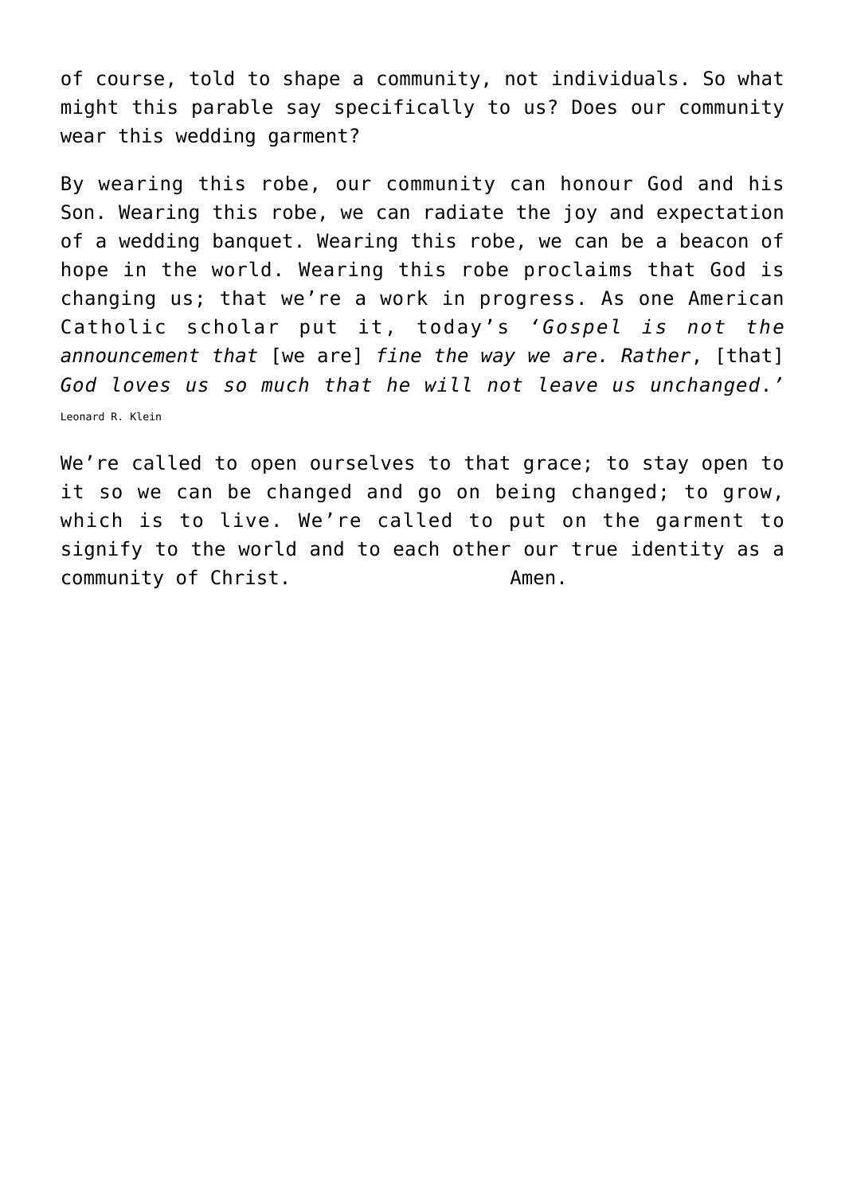of course, told to shape a community, not individuals. So what might this parable say specifically to us? Does our community wear this wedding garment?

By wearing this robe, our community can honour God and his Son. Wearing this robe, we can radiate the joy and expectation of a wedding banquet. Wearing this robe, we can be a beacon of hope in the world. Wearing this robe proclaims that God is changing us; that we're a work in progress. As one American Catholic scholar put it, today's *'Gospel is not the announcement that* [we are] *fine the way we are. Rather*, [that] *God loves us so much that he will not leave us unchanged*.'

Leonard R. Klein

We're called to open ourselves to that grace; to stay open to it so we can be changed and go on being changed; to grow, which is to live. We're called to put on the garment to signify to the world and to each other our true identity as a community of Christ. Amen.